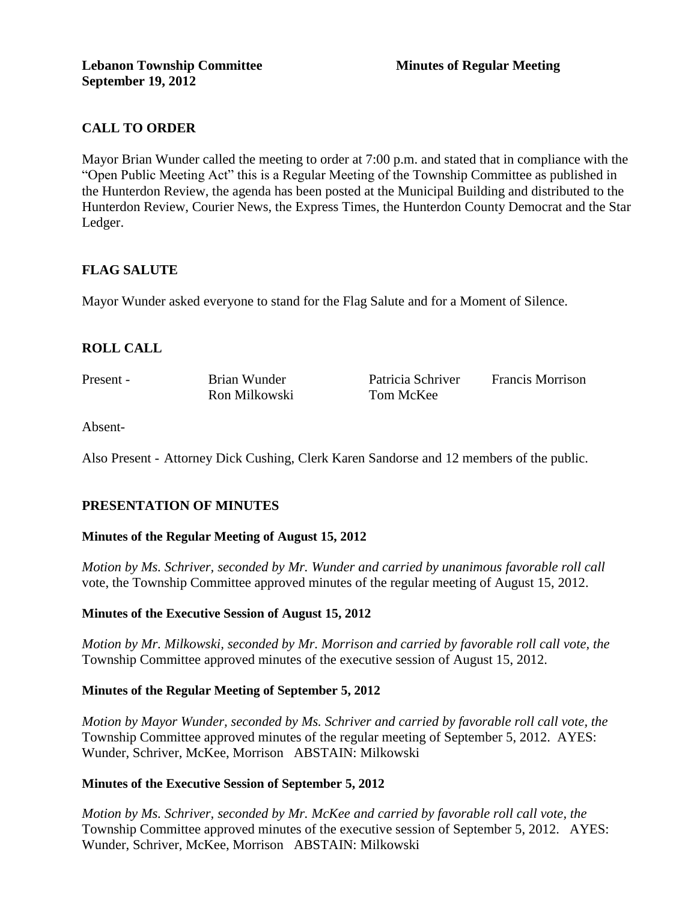**Lebanon Township Committee** **Minutes of Regular Meeting**
**September 19, 2012**

## CALL TO ORDER

Mayor Brian Wunder called the meeting to order at 7:00 p.m. and stated that in compliance with the "Open Public Meeting Act" this is a Regular Meeting of the Township Committee as published in the Hunterdon Review, the agenda has been posted at the Municipal Building and distributed to the Hunterdon Review, Courier News, the Express Times, the Hunterdon County Democrat and the Star Ledger.

## FLAG SALUTE

Mayor Wunder asked everyone to stand for the Flag Salute and for a Moment of Silence.

## ROLL CALL

| Present - | Brian Wunder | Patricia Schriver | Francis Morrison |
|---|---|---|---|
| | Ron Milkowski | Tom McKee | |

Absent-

Also Present - Attorney Dick Cushing, Clerk Karen Sandorse and 12 members of the public.

## PRESENTATION OF MINUTES

### Minutes of the Regular Meeting of August 15, 2012

*Motion by Ms. Schriver, seconded by Mr. Wunder and carried by unanimous favorable roll call* vote, the Township Committee approved minutes of the regular meeting of August 15, 2012.

### Minutes of the Executive Session of August 15, 2012

*Motion by Mr. Milkowski, seconded by Mr. Morrison and carried by favorable roll call vote, the* Township Committee approved minutes of the executive session of August 15, 2012.

### Minutes of the Regular Meeting of September 5, 2012

*Motion by Mayor Wunder, seconded by Ms. Schriver and carried by favorable roll call vote, the* Township Committee approved minutes of the regular meeting of September 5, 2012. AYES: Wunder, Schriver, McKee, Morrison ABSTAIN: Milkowski

### Minutes of the Executive Session of September 5, 2012

*Motion by Ms. Schriver, seconded by Mr. McKee and carried by favorable roll call vote, the* Township Committee approved minutes of the executive session of September 5, 2012. AYES: Wunder, Schriver, McKee, Morrison ABSTAIN: Milkowski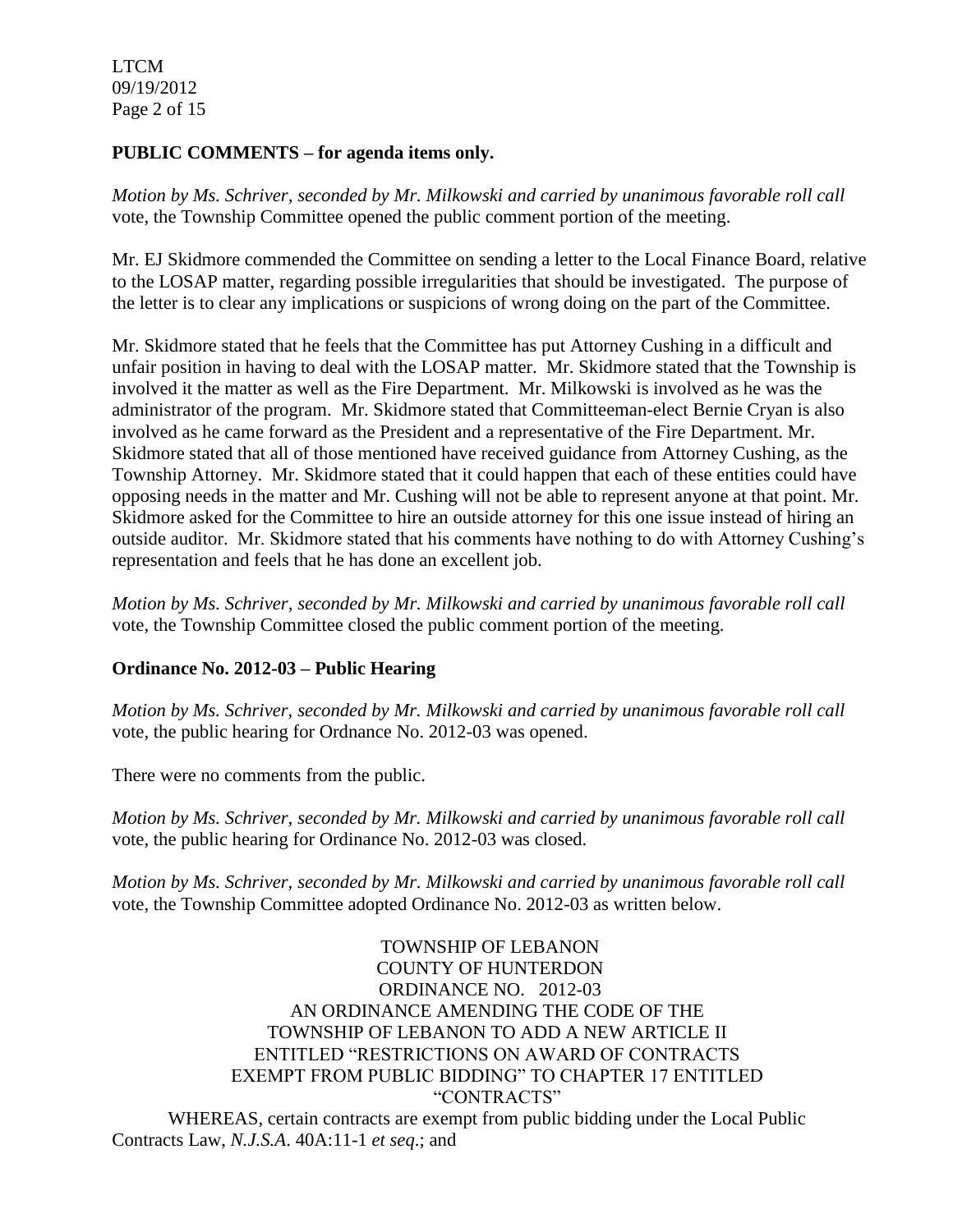**PUBLIC COMMENTS – for agenda items only.**

*Motion by Ms. Schriver, seconded by Mr. Milkowski and carried by unanimous favorable roll call* vote, the Township Committee opened the public comment portion of the meeting.

Mr. EJ Skidmore commended the Committee on sending a letter to the Local Finance Board, relative to the LOSAP matter, regarding possible irregularities that should be investigated. The purpose of the letter is to clear any implications or suspicions of wrong doing on the part of the Committee.

Mr. Skidmore stated that he feels that the Committee has put Attorney Cushing in a difficult and unfair position in having to deal with the LOSAP matter. Mr. Skidmore stated that the Township is involved it the matter as well as the Fire Department. Mr. Milkowski is involved as he was the administrator of the program. Mr. Skidmore stated that Committeeman-elect Bernie Cryan is also involved as he came forward as the President and a representative of the Fire Department. Mr. Skidmore stated that all of those mentioned have received guidance from Attorney Cushing, as the Township Attorney. Mr. Skidmore stated that it could happen that each of these entities could have opposing needs in the matter and Mr. Cushing will not be able to represent anyone at that point. Mr. Skidmore asked for the Committee to hire an outside attorney for this one issue instead of hiring an outside auditor. Mr. Skidmore stated that his comments have nothing to do with Attorney Cushing's representation and feels that he has done an excellent job.

*Motion by Ms. Schriver, seconded by Mr. Milkowski and carried by unanimous favorable roll call* vote, the Township Committee closed the public comment portion of the meeting.

**Ordinance No. 2012-03 – Public Hearing**

*Motion by Ms. Schriver, seconded by Mr. Milkowski and carried by unanimous favorable roll call* vote, the public hearing for Ordnance No. 2012-03 was opened.

There were no comments from the public.

*Motion by Ms. Schriver, seconded by Mr. Milkowski and carried by unanimous favorable roll call* vote, the public hearing for Ordinance No. 2012-03 was closed.

*Motion by Ms. Schriver, seconded by Mr. Milkowski and carried by unanimous favorable roll call* vote, the Township Committee adopted Ordinance No. 2012-03 as written below.

TOWNSHIP OF LEBANON
COUNTY OF HUNTERDON
ORDINANCE NO. 2012-03
AN ORDINANCE AMENDING THE CODE OF THE TOWNSHIP OF LEBANON TO ADD A NEW ARTICLE II ENTITLED "RESTRICTIONS ON AWARD OF CONTRACTS EXEMPT FROM PUBLIC BIDDING" TO CHAPTER 17 ENTITLED "CONTRACTS"

WHEREAS, certain contracts are exempt from public bidding under the Local Public Contracts Law, *N.J.S.A.* 40A:11-1 *et seq*.; and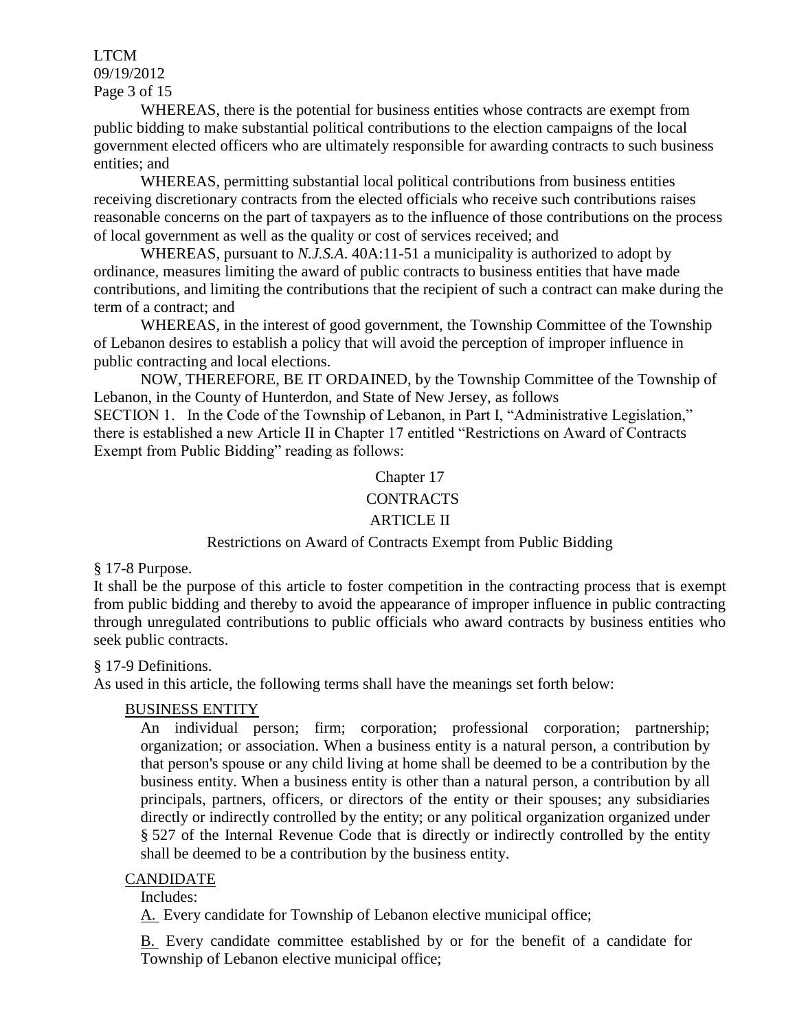WHEREAS, there is the potential for business entities whose contracts are exempt from public bidding to make substantial political contributions to the election campaigns of the local government elected officers who are ultimately responsible for awarding contracts to such business entities; and

WHEREAS, permitting substantial local political contributions from business entities receiving discretionary contracts from the elected officials who receive such contributions raises reasonable concerns on the part of taxpayers as to the influence of those contributions on the process of local government as well as the quality or cost of services received; and

WHEREAS, pursuant to *N.J.S.A.* 40A:11-51 a municipality is authorized to adopt by ordinance, measures limiting the award of public contracts to business entities that have made contributions, and limiting the contributions that the recipient of such a contract can make during the term of a contract; and

WHEREAS, in the interest of good government, the Township Committee of the Township of Lebanon desires to establish a policy that will avoid the perception of improper influence in public contracting and local elections.

NOW, THEREFORE, BE IT ORDAINED, by the Township Committee of the Township of Lebanon, in the County of Hunterdon, and State of New Jersey, as follows

SECTION 1. In the Code of the Township of Lebanon, in Part I, "Administrative Legislation," there is established a new Article II in Chapter 17 entitled "Restrictions on Award of Contracts Exempt from Public Bidding" reading as follows:

Chapter 17

CONTRACTS

ARTICLE II

Restrictions on Award of Contracts Exempt from Public Bidding

§ 17-8 Purpose.

It shall be the purpose of this article to foster competition in the contracting process that is exempt from public bidding and thereby to avoid the appearance of improper influence in public contracting through unregulated contributions to public officials who award contracts by business entities who seek public contracts.

§ 17-9 Definitions.

As used in this article, the following terms shall have the meanings set forth below:

BUSINESS ENTITY

An individual person; firm; corporation; professional corporation; partnership; organization; or association. When a business entity is a natural person, a contribution by that person's spouse or any child living at home shall be deemed to be a contribution by the business entity. When a business entity is other than a natural person, a contribution by all principals, partners, officers, or directors of the entity or their spouses; any subsidiaries directly or indirectly controlled by the entity; or any political organization organized under § 527 of the Internal Revenue Code that is directly or indirectly controlled by the entity shall be deemed to be a contribution by the business entity.

CANDIDATE

Includes:

A. Every candidate for Township of Lebanon elective municipal office;

B. Every candidate committee established by or for the benefit of a candidate for Township of Lebanon elective municipal office;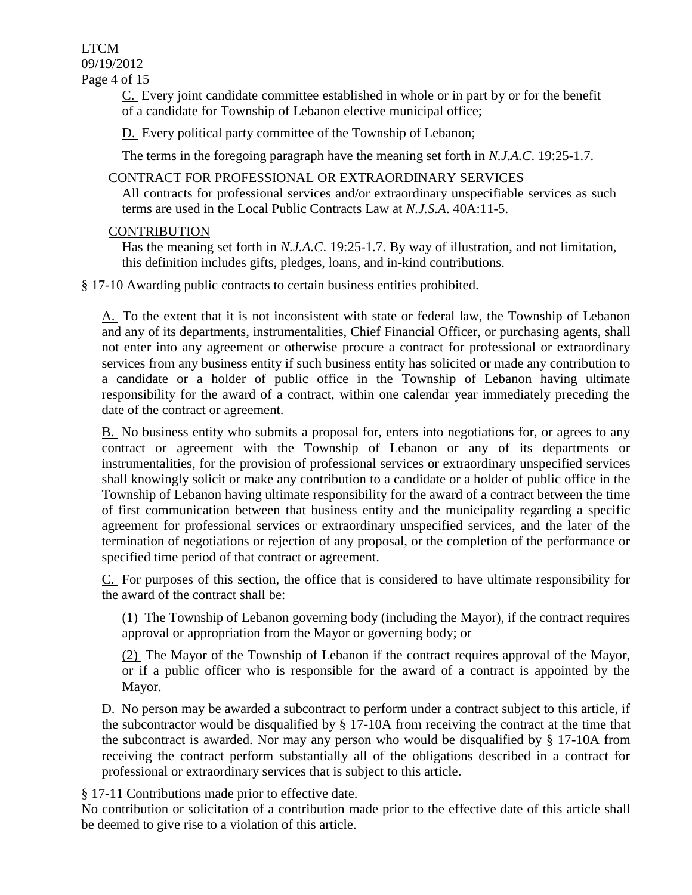C. Every joint candidate committee established in whole or in part by or for the benefit of a candidate for Township of Lebanon elective municipal office;

D. Every political party committee of the Township of Lebanon;

The terms in the foregoing paragraph have the meaning set forth in *N.J.A.C*. 19:25-1.7.

CONTRACT FOR PROFESSIONAL OR EXTRAORDINARY SERVICES

All contracts for professional services and/or extraordinary unspecifiable services as such terms are used in the Local Public Contracts Law at *N.J.S.A*. 40A:11-5.

CONTRIBUTION

Has the meaning set forth in *N.J.A.C*. 19:25-1.7. By way of illustration, and not limitation, this definition includes gifts, pledges, loans, and in-kind contributions.

§ 17-10 Awarding public contracts to certain business entities prohibited.

A. To the extent that it is not inconsistent with state or federal law, the Township of Lebanon and any of its departments, instrumentalities, Chief Financial Officer, or purchasing agents, shall not enter into any agreement or otherwise procure a contract for professional or extraordinary services from any business entity if such business entity has solicited or made any contribution to a candidate or a holder of public office in the Township of Lebanon having ultimate responsibility for the award of a contract, within one calendar year immediately preceding the date of the contract or agreement.

B. No business entity who submits a proposal for, enters into negotiations for, or agrees to any contract or agreement with the Township of Lebanon or any of its departments or instrumentalities, for the provision of professional services or extraordinary unspecified services shall knowingly solicit or make any contribution to a candidate or a holder of public office in the Township of Lebanon having ultimate responsibility for the award of a contract between the time of first communication between that business entity and the municipality regarding a specific agreement for professional services or extraordinary unspecified services, and the later of the termination of negotiations or rejection of any proposal, or the completion of the performance or specified time period of that contract or agreement.

C. For purposes of this section, the office that is considered to have ultimate responsibility for the award of the contract shall be:

(1) The Township of Lebanon governing body (including the Mayor), if the contract requires approval or appropriation from the Mayor or governing body; or

(2) The Mayor of the Township of Lebanon if the contract requires approval of the Mayor, or if a public officer who is responsible for the award of a contract is appointed by the Mayor.

D. No person may be awarded a subcontract to perform under a contract subject to this article, if the subcontractor would be disqualified by § 17-10A from receiving the contract at the time that the subcontract is awarded. Nor may any person who would be disqualified by § 17-10A from receiving the contract perform substantially all of the obligations described in a contract for professional or extraordinary services that is subject to this article.

§ 17-11 Contributions made prior to effective date.

No contribution or solicitation of a contribution made prior to the effective date of this article shall be deemed to give rise to a violation of this article.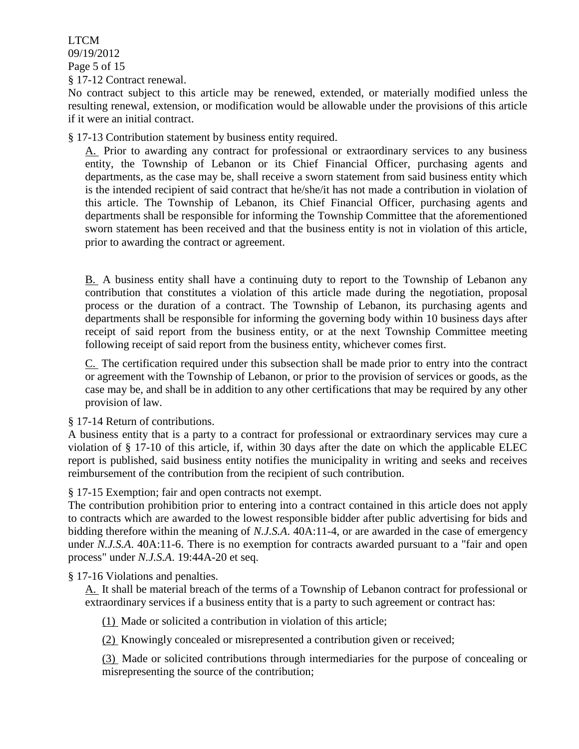§ 17-12 Contract renewal.

No contract subject to this article may be renewed, extended, or materially modified unless the resulting renewal, extension, or modification would be allowable under the provisions of this article if it were an initial contract.

§ 17-13 Contribution statement by business entity required.

A. Prior to awarding any contract for professional or extraordinary services to any business entity, the Township of Lebanon or its Chief Financial Officer, purchasing agents and departments, as the case may be, shall receive a sworn statement from said business entity which is the intended recipient of said contract that he/she/it has not made a contribution in violation of this article. The Township of Lebanon, its Chief Financial Officer, purchasing agents and departments shall be responsible for informing the Township Committee that the aforementioned sworn statement has been received and that the business entity is not in violation of this article, prior to awarding the contract or agreement.

B. A business entity shall have a continuing duty to report to the Township of Lebanon any contribution that constitutes a violation of this article made during the negotiation, proposal process or the duration of a contract. The Township of Lebanon, its purchasing agents and departments shall be responsible for informing the governing body within 10 business days after receipt of said report from the business entity, or at the next Township Committee meeting following receipt of said report from the business entity, whichever comes first.

C. The certification required under this subsection shall be made prior to entry into the contract or agreement with the Township of Lebanon, or prior to the provision of services or goods, as the case may be, and shall be in addition to any other certifications that may be required by any other provision of law.

§ 17-14 Return of contributions.

A business entity that is a party to a contract for professional or extraordinary services may cure a violation of § 17-10 of this article, if, within 30 days after the date on which the applicable ELEC report is published, said business entity notifies the municipality in writing and seeks and receives reimbursement of the contribution from the recipient of such contribution.

§ 17-15 Exemption; fair and open contracts not exempt.

The contribution prohibition prior to entering into a contract contained in this article does not apply to contracts which are awarded to the lowest responsible bidder after public advertising for bids and bidding therefore within the meaning of *N.J.S.A.* 40A:11-4, or are awarded in the case of emergency under *N.J.S.A.* 40A:11-6. There is no exemption for contracts awarded pursuant to a "fair and open process" under *N.J.S.A.* 19:44A-20 et seq.

§ 17-16 Violations and penalties.

A. It shall be material breach of the terms of a Township of Lebanon contract for professional or extraordinary services if a business entity that is a party to such agreement or contract has:

(1) Made or solicited a contribution in violation of this article;

(2) Knowingly concealed or misrepresented a contribution given or received;

(3) Made or solicited contributions through intermediaries for the purpose of concealing or misrepresenting the source of the contribution;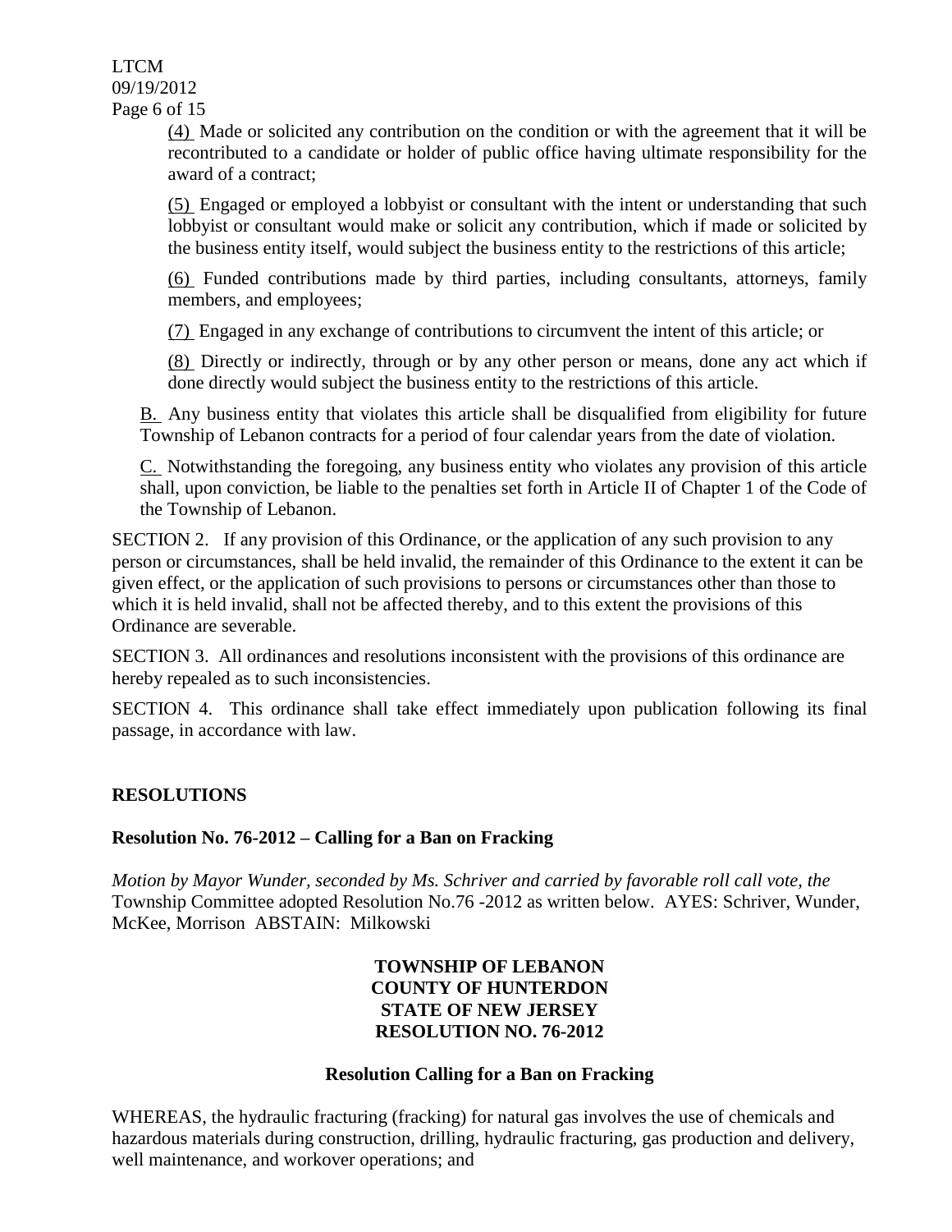(4) Made or solicited any contribution on the condition or with the agreement that it will be recontributed to a candidate or holder of public office having ultimate responsibility for the award of a contract;

(5) Engaged or employed a lobbyist or consultant with the intent or understanding that such lobbyist or consultant would make or solicit any contribution, which if made or solicited by the business entity itself, would subject the business entity to the restrictions of this article;

(6) Funded contributions made by third parties, including consultants, attorneys, family members, and employees;

(7) Engaged in any exchange of contributions to circumvent the intent of this article; or

(8) Directly or indirectly, through or by any other person or means, done any act which if done directly would subject the business entity to the restrictions of this article.

B. Any business entity that violates this article shall be disqualified from eligibility for future Township of Lebanon contracts for a period of four calendar years from the date of violation.

C. Notwithstanding the foregoing, any business entity who violates any provision of this article shall, upon conviction, be liable to the penalties set forth in Article II of Chapter 1 of the Code of the Township of Lebanon.

SECTION 2. If any provision of this Ordinance, or the application of any such provision to any person or circumstances, shall be held invalid, the remainder of this Ordinance to the extent it can be given effect, or the application of such provisions to persons or circumstances other than those to which it is held invalid, shall not be affected thereby, and to this extent the provisions of this Ordinance are severable.

SECTION 3. All ordinances and resolutions inconsistent with the provisions of this ordinance are hereby repealed as to such inconsistencies.

SECTION 4. This ordinance shall take effect immediately upon publication following its final passage, in accordance with law.

## RESOLUTIONS

### Resolution No. 76-2012 – Calling for a Ban on Fracking

*Motion by Mayor Wunder, seconded by Ms. Schriver and carried by favorable roll call vote, the* Township Committee adopted Resolution No.76 -2012 as written below. AYES: Schriver, Wunder, McKee, Morrison ABSTAIN: Milkowski

**TOWNSHIP OF LEBANON**
**COUNTY OF HUNTERDON**
**STATE OF NEW JERSEY**
**RESOLUTION NO. 76-2012**

**Resolution Calling for a Ban on Fracking**

WHEREAS, the hydraulic fracturing (fracking) for natural gas involves the use of chemicals and hazardous materials during construction, drilling, hydraulic fracturing, gas production and delivery, well maintenance, and workover operations; and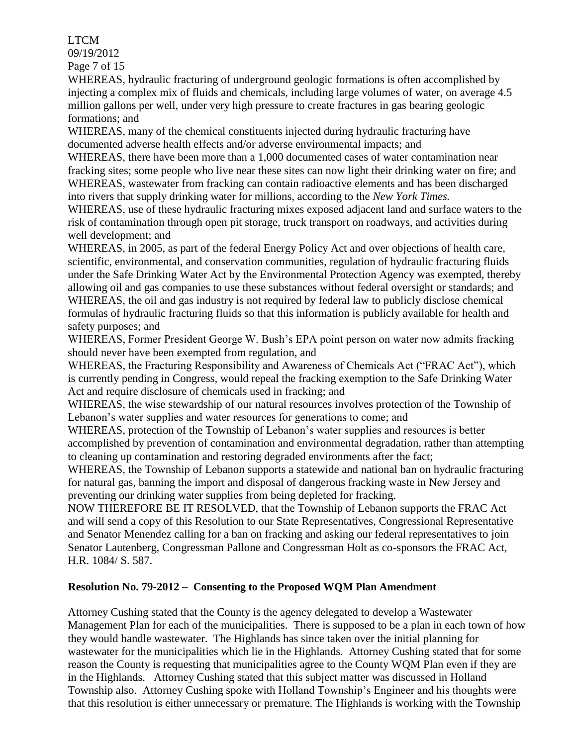WHEREAS, hydraulic fracturing of underground geologic formations is often accomplished by injecting a complex mix of fluids and chemicals, including large volumes of water, on average 4.5 million gallons per well, under very high pressure to create fractures in gas bearing geologic formations; and

WHEREAS, many of the chemical constituents injected during hydraulic fracturing have documented adverse health effects and/or adverse environmental impacts; and

WHEREAS, there have been more than a 1,000 documented cases of water contamination near fracking sites; some people who live near these sites can now light their drinking water on fire; and

WHEREAS, wastewater from fracking can contain radioactive elements and has been discharged into rivers that supply drinking water for millions, according to the *New York Times.*

WHEREAS, use of these hydraulic fracturing mixes exposed adjacent land and surface waters to the risk of contamination through open pit storage, truck transport on roadways, and activities during well development; and

WHEREAS, in 2005, as part of the federal Energy Policy Act and over objections of health care, scientific, environmental, and conservation communities, regulation of hydraulic fracturing fluids under the Safe Drinking Water Act by the Environmental Protection Agency was exempted, thereby allowing oil and gas companies to use these substances without federal oversight or standards; and

WHEREAS, the oil and gas industry is not required by federal law to publicly disclose chemical formulas of hydraulic fracturing fluids so that this information is publicly available for health and safety purposes; and

WHEREAS, Former President George W. Bush's EPA point person on water now admits fracking should never have been exempted from regulation, and

WHEREAS, the Fracturing Responsibility and Awareness of Chemicals Act ("FRAC Act"), which is currently pending in Congress, would repeal the fracking exemption to the Safe Drinking Water Act and require disclosure of chemicals used in fracking; and

WHEREAS, the wise stewardship of our natural resources involves protection of the Township of Lebanon's water supplies and water resources for generations to come; and

WHEREAS, protection of the Township of Lebanon's water supplies and resources is better accomplished by prevention of contamination and environmental degradation, rather than attempting to cleaning up contamination and restoring degraded environments after the fact;

WHEREAS, the Township of Lebanon supports a statewide and national ban on hydraulic fracturing for natural gas, banning the import and disposal of dangerous fracking waste in New Jersey and preventing our drinking water supplies from being depleted for fracking.

NOW THEREFORE BE IT RESOLVED, that the Township of Lebanon supports the FRAC Act and will send a copy of this Resolution to our State Representatives, Congressional Representative and Senator Menendez calling for a ban on fracking and asking our federal representatives to join Senator Lautenberg, Congressman Pallone and Congressman Holt as co-sponsors the FRAC Act, H.R. 1084/ S. 587.

**Resolution No. 79-2012 – Consenting to the Proposed WQM Plan Amendment**

Attorney Cushing stated that the County is the agency delegated to develop a Wastewater Management Plan for each of the municipalities. There is supposed to be a plan in each town of how they would handle wastewater. The Highlands has since taken over the initial planning for wastewater for the municipalities which lie in the Highlands. Attorney Cushing stated that for some reason the County is requesting that municipalities agree to the County WQM Plan even if they are in the Highlands. Attorney Cushing stated that this subject matter was discussed in Holland Township also. Attorney Cushing spoke with Holland Township's Engineer and his thoughts were that this resolution is either unnecessary or premature. The Highlands is working with the Township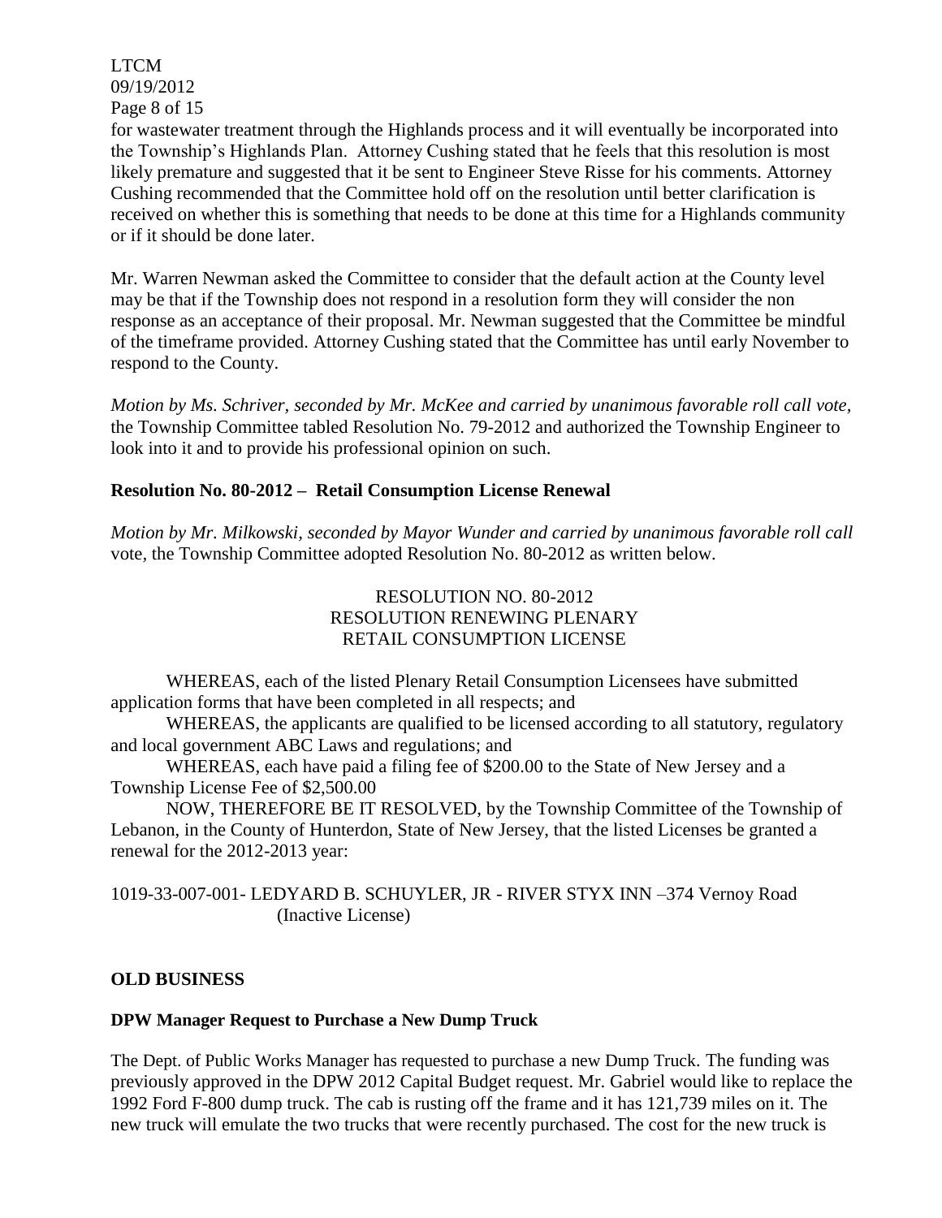for wastewater treatment through the Highlands process and it will eventually be incorporated into the Township's Highlands Plan. Attorney Cushing stated that he feels that this resolution is most likely premature and suggested that it be sent to Engineer Steve Risse for his comments. Attorney Cushing recommended that the Committee hold off on the resolution until better clarification is received on whether this is something that needs to be done at this time for a Highlands community or if it should be done later.

Mr. Warren Newman asked the Committee to consider that the default action at the County level may be that if the Township does not respond in a resolution form they will consider the non response as an acceptance of their proposal. Mr. Newman suggested that the Committee be mindful of the timeframe provided. Attorney Cushing stated that the Committee has until early November to respond to the County.

*Motion by Ms. Schriver, seconded by Mr. McKee and carried by unanimous favorable roll call vote,* the Township Committee tabled Resolution No. 79-2012 and authorized the Township Engineer to look into it and to provide his professional opinion on such.

**Resolution No. 80-2012 – Retail Consumption License Renewal**

*Motion by Mr. Milkowski, seconded by Mayor Wunder and carried by unanimous favorable roll call* vote, the Township Committee adopted Resolution No. 80-2012 as written below.

RESOLUTION NO. 80-2012
RESOLUTION RENEWING PLENARY
RETAIL CONSUMPTION LICENSE

WHEREAS, each of the listed Plenary Retail Consumption Licensees have submitted application forms that have been completed in all respects; and

WHEREAS, the applicants are qualified to be licensed according to all statutory, regulatory and local government ABC Laws and regulations; and

WHEREAS, each have paid a filing fee of $200.00 to the State of New Jersey and a Township License Fee of $2,500.00

NOW, THEREFORE BE IT RESOLVED, by the Township Committee of the Township of Lebanon, in the County of Hunterdon, State of New Jersey, that the listed Licenses be granted a renewal for the 2012-2013 year:

1019-33-007-001- LEDYARD B. SCHUYLER, JR - RIVER STYX INN –374 Vernoy Road (Inactive License)

**OLD BUSINESS**

**DPW Manager Request to Purchase a New Dump Truck**

The Dept. of Public Works Manager has requested to purchase a new Dump Truck. The funding was previously approved in the DPW 2012 Capital Budget request. Mr. Gabriel would like to replace the 1992 Ford F-800 dump truck. The cab is rusting off the frame and it has 121,739 miles on it. The new truck will emulate the two trucks that were recently purchased. The cost for the new truck is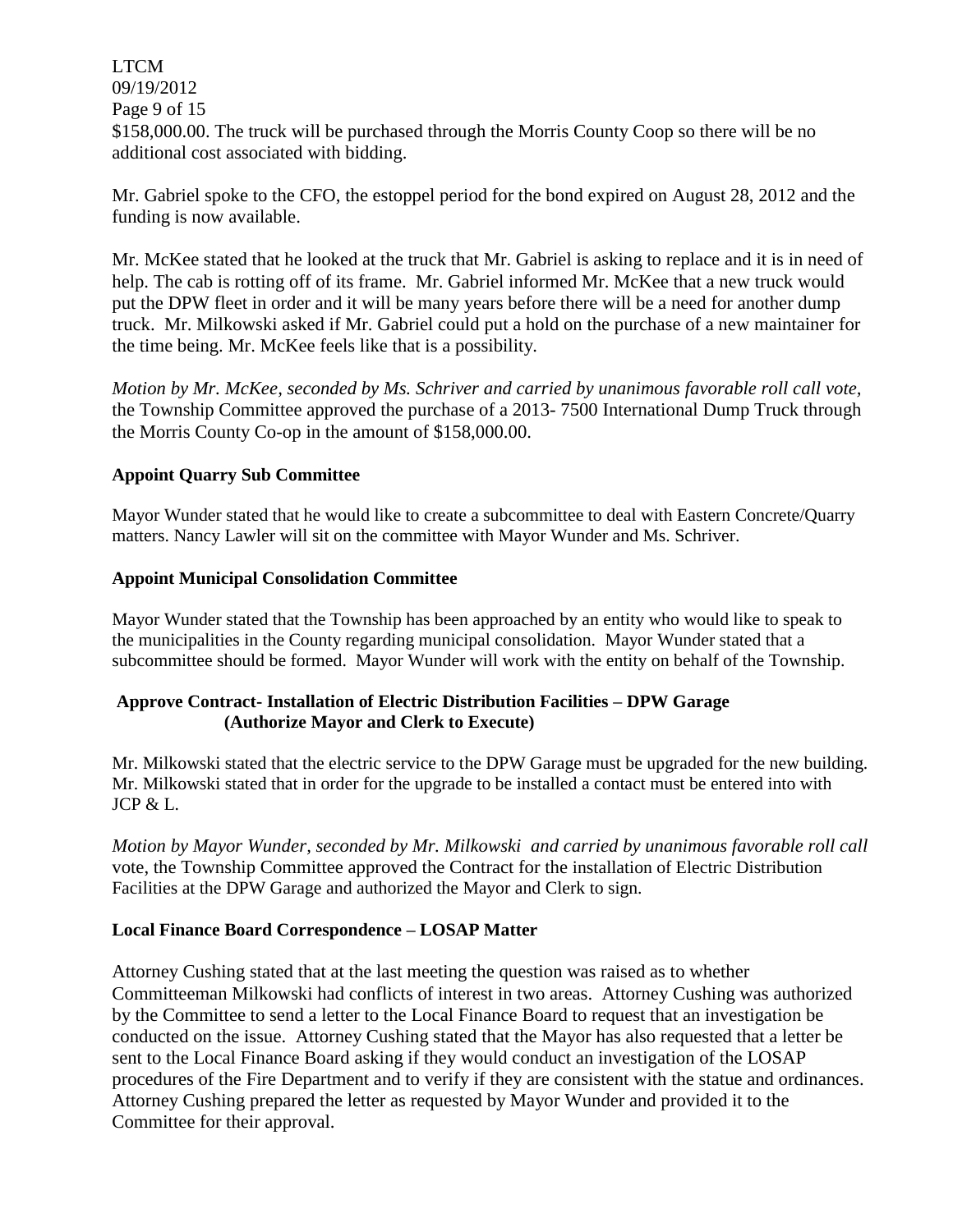$158,000.00. The truck will be purchased through the Morris County Coop so there will be no additional cost associated with bidding.

Mr. Gabriel spoke to the CFO, the estoppel period for the bond expired on August 28, 2012 and the funding is now available.

Mr. McKee stated that he looked at the truck that Mr. Gabriel is asking to replace and it is in need of help. The cab is rotting off of its frame. Mr. Gabriel informed Mr. McKee that a new truck would put the DPW fleet in order and it will be many years before there will be a need for another dump truck. Mr. Milkowski asked if Mr. Gabriel could put a hold on the purchase of a new maintainer for the time being. Mr. McKee feels like that is a possibility.

*Motion by Mr. McKee, seconded by Ms. Schriver and carried by unanimous favorable roll call vote,* the Township Committee approved the purchase of a 2013- 7500 International Dump Truck through the Morris County Co-op in the amount of $158,000.00.

**Appoint Quarry Sub Committee**

Mayor Wunder stated that he would like to create a subcommittee to deal with Eastern Concrete/Quarry matters. Nancy Lawler will sit on the committee with Mayor Wunder and Ms. Schriver.

**Appoint Municipal Consolidation Committee**

Mayor Wunder stated that the Township has been approached by an entity who would like to speak to the municipalities in the County regarding municipal consolidation. Mayor Wunder stated that a subcommittee should be formed. Mayor Wunder will work with the entity on behalf of the Township.

**Approve Contract- Installation of Electric Distribution Facilities – DPW Garage (Authorize Mayor and Clerk to Execute)**

Mr. Milkowski stated that the electric service to the DPW Garage must be upgraded for the new building. Mr. Milkowski stated that in order for the upgrade to be installed a contact must be entered into with JCP & L.

*Motion by Mayor Wunder, seconded by Mr. Milkowski and carried by unanimous favorable roll call* vote, the Township Committee approved the Contract for the installation of Electric Distribution Facilities at the DPW Garage and authorized the Mayor and Clerk to sign.

**Local Finance Board Correspondence – LOSAP Matter**

Attorney Cushing stated that at the last meeting the question was raised as to whether Committeeman Milkowski had conflicts of interest in two areas. Attorney Cushing was authorized by the Committee to send a letter to the Local Finance Board to request that an investigation be conducted on the issue. Attorney Cushing stated that the Mayor has also requested that a letter be sent to the Local Finance Board asking if they would conduct an investigation of the LOSAP procedures of the Fire Department and to verify if they are consistent with the statue and ordinances. Attorney Cushing prepared the letter as requested by Mayor Wunder and provided it to the Committee for their approval.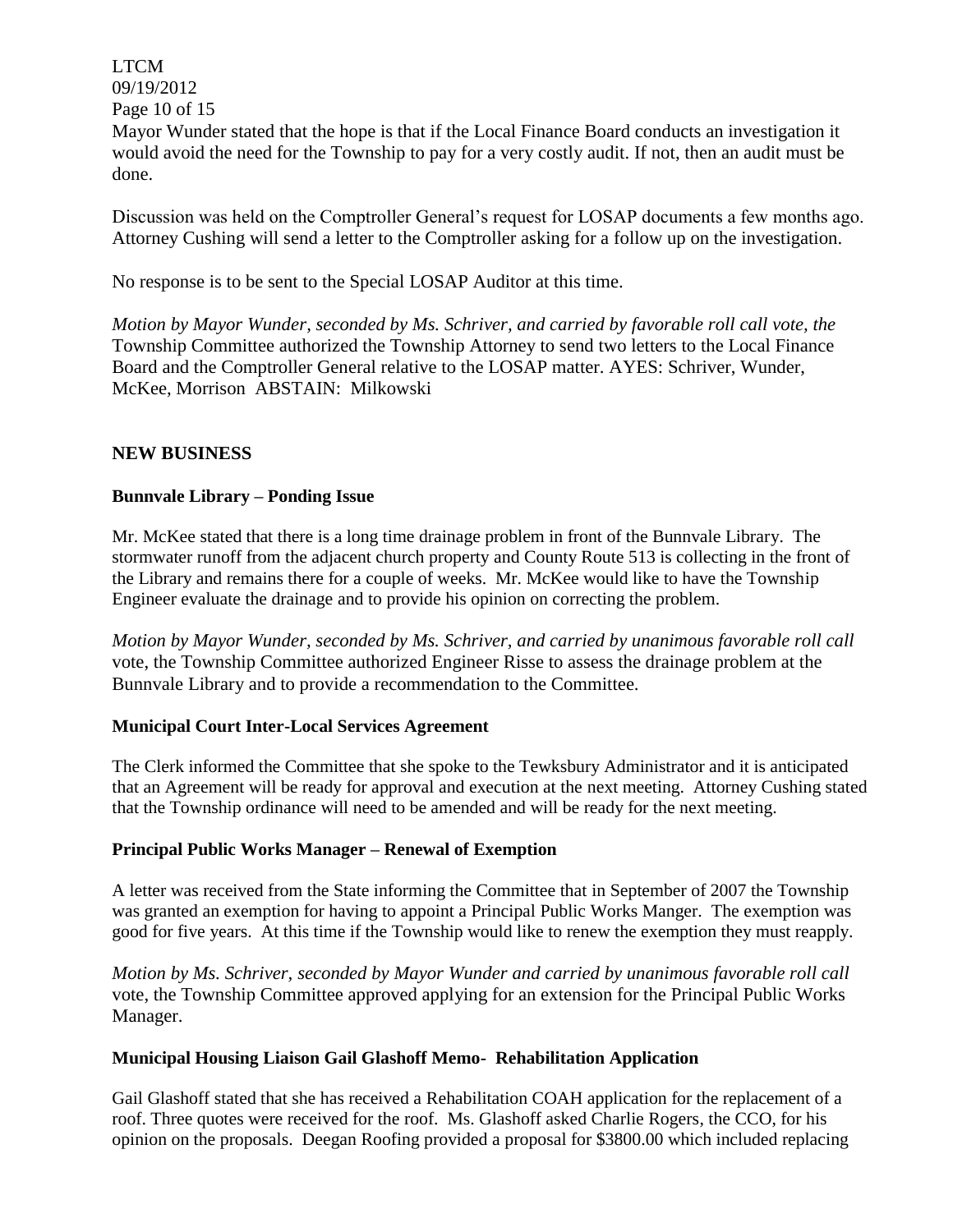Mayor Wunder stated that the hope is that if the Local Finance Board conducts an investigation it would avoid the need for the Township to pay for a very costly audit. If not, then an audit must be done.

Discussion was held on the Comptroller General's request for LOSAP documents a few months ago. Attorney Cushing will send a letter to the Comptroller asking for a follow up on the investigation.

No response is to be sent to the Special LOSAP Auditor at this time.

*Motion by Mayor Wunder, seconded by Ms. Schriver, and carried by favorable roll call vote, the* Township Committee authorized the Township Attorney to send two letters to the Local Finance Board and the Comptroller General relative to the LOSAP matter. AYES: Schriver, Wunder, McKee, Morrison ABSTAIN: Milkowski

## NEW BUSINESS

### Bunnvale Library – Ponding Issue

Mr. McKee stated that there is a long time drainage problem in front of the Bunnvale Library. The stormwater runoff from the adjacent church property and County Route 513 is collecting in the front of the Library and remains there for a couple of weeks. Mr. McKee would like to have the Township Engineer evaluate the drainage and to provide his opinion on correcting the problem.

*Motion by Mayor Wunder, seconded by Ms. Schriver, and carried by unanimous favorable roll call* vote, the Township Committee authorized Engineer Risse to assess the drainage problem at the Bunnvale Library and to provide a recommendation to the Committee.

### Municipal Court Inter-Local Services Agreement

The Clerk informed the Committee that she spoke to the Tewksbury Administrator and it is anticipated that an Agreement will be ready for approval and execution at the next meeting. Attorney Cushing stated that the Township ordinance will need to be amended and will be ready for the next meeting.

### Principal Public Works Manager – Renewal of Exemption

A letter was received from the State informing the Committee that in September of 2007 the Township was granted an exemption for having to appoint a Principal Public Works Manger. The exemption was good for five years. At this time if the Township would like to renew the exemption they must reapply.

*Motion by Ms. Schriver, seconded by Mayor Wunder and carried by unanimous favorable roll call* vote, the Township Committee approved applying for an extension for the Principal Public Works Manager.

### Municipal Housing Liaison Gail Glashoff Memo- Rehabilitation Application

Gail Glashoff stated that she has received a Rehabilitation COAH application for the replacement of a roof. Three quotes were received for the roof. Ms. Glashoff asked Charlie Rogers, the CCO, for his opinion on the proposals. Deegan Roofing provided a proposal for $3800.00 which included replacing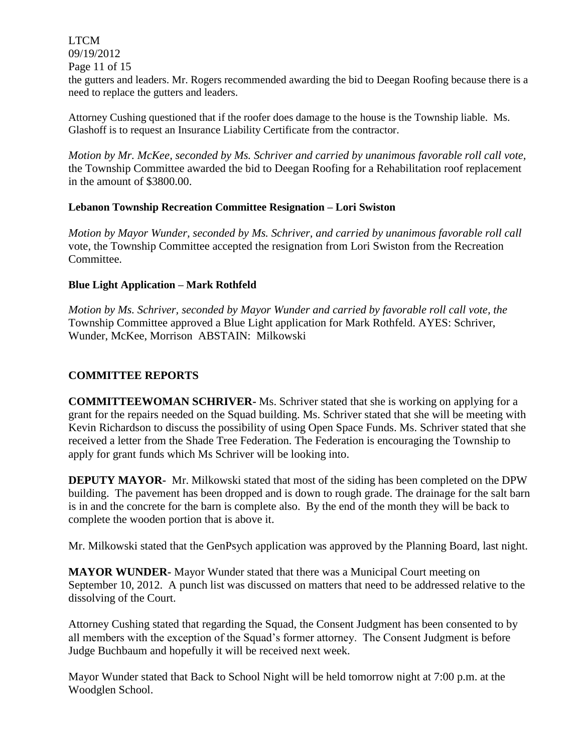the gutters and leaders. Mr. Rogers recommended awarding the bid to Deegan Roofing because there is a need to replace the gutters and leaders.

Attorney Cushing questioned that if the roofer does damage to the house is the Township liable. Ms. Glashoff is to request an Insurance Liability Certificate from the contractor.

*Motion by Mr. McKee, seconded by Ms. Schriver and carried by unanimous favorable roll call vote,* the Township Committee awarded the bid to Deegan Roofing for a Rehabilitation roof replacement in the amount of $3800.00.

**Lebanon Township Recreation Committee Resignation – Lori Swiston**

*Motion by Mayor Wunder, seconded by Ms. Schriver, and carried by unanimous favorable roll call* vote, the Township Committee accepted the resignation from Lori Swiston from the Recreation Committee.

**Blue Light Application – Mark Rothfeld**

*Motion by Ms. Schriver, seconded by Mayor Wunder and carried by favorable roll call vote, the* Township Committee approved a Blue Light application for Mark Rothfeld. AYES: Schriver, Wunder, McKee, Morrison ABSTAIN: Milkowski

## COMMITTEE REPORTS

**COMMITTEEWOMAN SCHRIVER-** Ms. Schriver stated that she is working on applying for a grant for the repairs needed on the Squad building. Ms. Schriver stated that she will be meeting with Kevin Richardson to discuss the possibility of using Open Space Funds. Ms. Schriver stated that she received a letter from the Shade Tree Federation. The Federation is encouraging the Township to apply for grant funds which Ms Schriver will be looking into.

**DEPUTY MAYOR-** Mr. Milkowski stated that most of the siding has been completed on the DPW building. The pavement has been dropped and is down to rough grade. The drainage for the salt barn is in and the concrete for the barn is complete also. By the end of the month they will be back to complete the wooden portion that is above it.

Mr. Milkowski stated that the GenPsych application was approved by the Planning Board, last night.

**MAYOR WUNDER-** Mayor Wunder stated that there was a Municipal Court meeting on September 10, 2012. A punch list was discussed on matters that need to be addressed relative to the dissolving of the Court.

Attorney Cushing stated that regarding the Squad, the Consent Judgment has been consented to by all members with the exception of the Squad's former attorney. The Consent Judgment is before Judge Buchbaum and hopefully it will be received next week.

Mayor Wunder stated that Back to School Night will be held tomorrow night at 7:00 p.m. at the Woodglen School.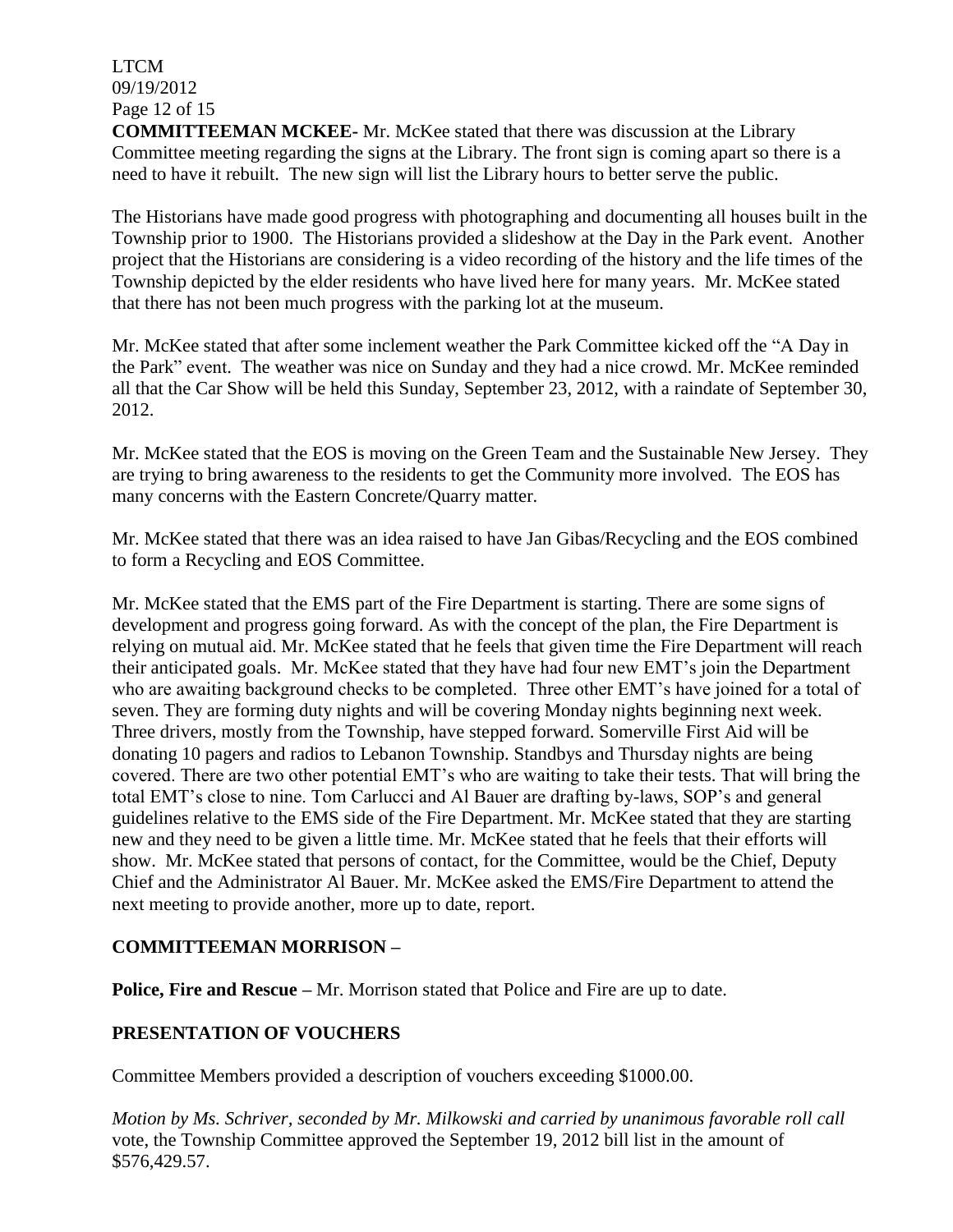**COMMITTEEMAN MCKEE-** Mr. McKee stated that there was discussion at the Library Committee meeting regarding the signs at the Library. The front sign is coming apart so there is a need to have it rebuilt. The new sign will list the Library hours to better serve the public.

The Historians have made good progress with photographing and documenting all houses built in the Township prior to 1900. The Historians provided a slideshow at the Day in the Park event. Another project that the Historians are considering is a video recording of the history and the life times of the Township depicted by the elder residents who have lived here for many years. Mr. McKee stated that there has not been much progress with the parking lot at the museum.

Mr. McKee stated that after some inclement weather the Park Committee kicked off the "A Day in the Park" event. The weather was nice on Sunday and they had a nice crowd. Mr. McKee reminded all that the Car Show will be held this Sunday, September 23, 2012, with a raindate of September 30, 2012.

Mr. McKee stated that the EOS is moving on the Green Team and the Sustainable New Jersey. They are trying to bring awareness to the residents to get the Community more involved. The EOS has many concerns with the Eastern Concrete/Quarry matter.

Mr. McKee stated that there was an idea raised to have Jan Gibas/Recycling and the EOS combined to form a Recycling and EOS Committee.

Mr. McKee stated that the EMS part of the Fire Department is starting. There are some signs of development and progress going forward. As with the concept of the plan, the Fire Department is relying on mutual aid. Mr. McKee stated that he feels that given time the Fire Department will reach their anticipated goals. Mr. McKee stated that they have had four new EMT's join the Department who are awaiting background checks to be completed. Three other EMT's have joined for a total of seven. They are forming duty nights and will be covering Monday nights beginning next week. Three drivers, mostly from the Township, have stepped forward. Somerville First Aid will be donating 10 pagers and radios to Lebanon Township. Standbys and Thursday nights are being covered. There are two other potential EMT's who are waiting to take their tests. That will bring the total EMT's close to nine. Tom Carlucci and Al Bauer are drafting by-laws, SOP's and general guidelines relative to the EMS side of the Fire Department. Mr. McKee stated that they are starting new and they need to be given a little time. Mr. McKee stated that he feels that their efforts will show. Mr. McKee stated that persons of contact, for the Committee, would be the Chief, Deputy Chief and the Administrator Al Bauer. Mr. McKee asked the EMS/Fire Department to attend the next meeting to provide another, more up to date, report.

**COMMITTEEMAN MORRISON –**

**Police, Fire and Rescue –** Mr. Morrison stated that Police and Fire are up to date.

**PRESENTATION OF VOUCHERS**

Committee Members provided a description of vouchers exceeding $1000.00.

*Motion by Ms. Schriver, seconded by Mr. Milkowski and carried by unanimous favorable roll call* vote, the Township Committee approved the September 19, 2012 bill list in the amount of $576,429.57.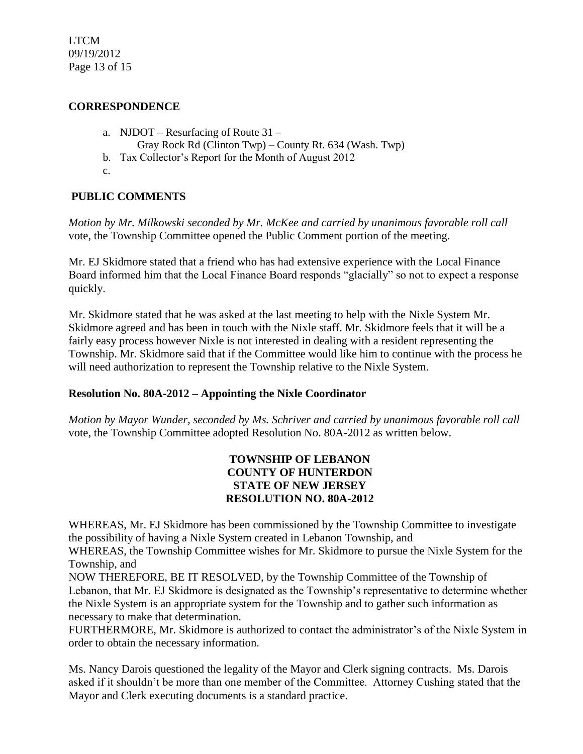## CORRESPONDENCE

a. NJDOT – Resurfacing of Route 31 –
   Gray Rock Rd (Clinton Twp) – County Rt. 634 (Wash. Twp)
b. Tax Collector's Report for the Month of August 2012
c.

## PUBLIC COMMENTS

*Motion by Mr. Milkowski seconded by Mr. McKee and carried by unanimous favorable roll call* vote, the Township Committee opened the Public Comment portion of the meeting.

Mr. EJ Skidmore stated that a friend who has had extensive experience with the Local Finance Board informed him that the Local Finance Board responds "glacially" so not to expect a response quickly.

Mr. Skidmore stated that he was asked at the last meeting to help with the Nixle System Mr. Skidmore agreed and has been in touch with the Nixle staff. Mr. Skidmore feels that it will be a fairly easy process however Nixle is not interested in dealing with a resident representing the Township. Mr. Skidmore said that if the Committee would like him to continue with the process he will need authorization to represent the Township relative to the Nixle System.

### Resolution No. 80A-2012 – Appointing the Nixle Coordinator

*Motion by Mayor Wunder, seconded by Ms. Schriver and carried by unanimous favorable roll call* vote, the Township Committee adopted Resolution No. 80A-2012 as written below.

**TOWNSHIP OF LEBANON**
**COUNTY OF HUNTERDON**
**STATE OF NEW JERSEY**
**RESOLUTION NO. 80A-2012**

WHEREAS, Mr. EJ Skidmore has been commissioned by the Township Committee to investigate the possibility of having a Nixle System created in Lebanon Township, and
WHEREAS, the Township Committee wishes for Mr. Skidmore to pursue the Nixle System for the Township, and
NOW THEREFORE, BE IT RESOLVED, by the Township Committee of the Township of Lebanon, that Mr. EJ Skidmore is designated as the Township's representative to determine whether the Nixle System is an appropriate system for the Township and to gather such information as necessary to make that determination.
FURTHERMORE, Mr. Skidmore is authorized to contact the administrator's of the Nixle System in order to obtain the necessary information.

Ms. Nancy Darois questioned the legality of the Mayor and Clerk signing contracts. Ms. Darois asked if it shouldn't be more than one member of the Committee. Attorney Cushing stated that the Mayor and Clerk executing documents is a standard practice.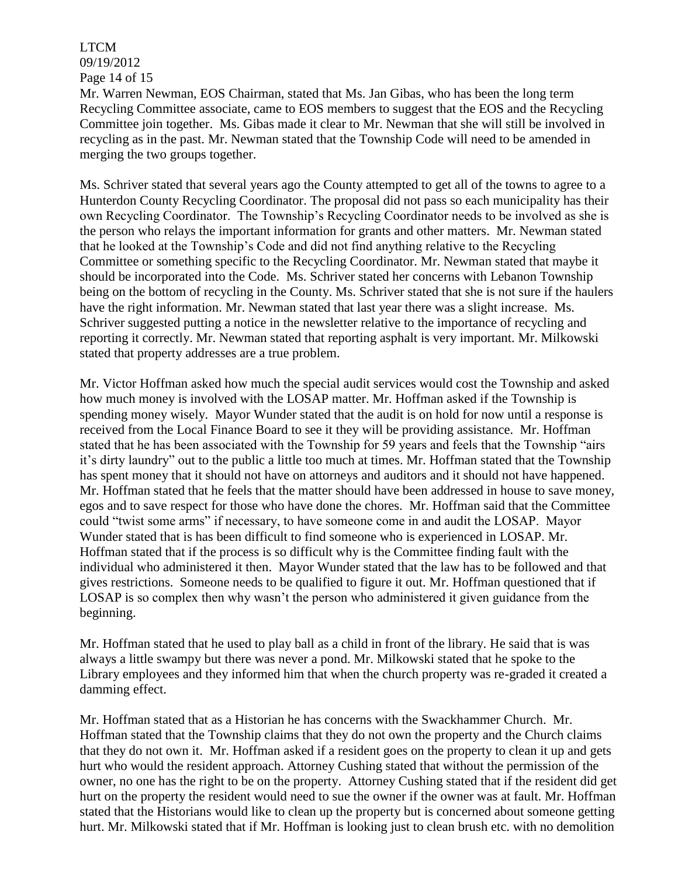Mr. Warren Newman, EOS Chairman, stated that Ms. Jan Gibas, who has been the long term Recycling Committee associate, came to EOS members to suggest that the EOS and the Recycling Committee join together. Ms. Gibas made it clear to Mr. Newman that she will still be involved in recycling as in the past. Mr. Newman stated that the Township Code will need to be amended in merging the two groups together.

Ms. Schriver stated that several years ago the County attempted to get all of the towns to agree to a Hunterdon County Recycling Coordinator. The proposal did not pass so each municipality has their own Recycling Coordinator. The Township's Recycling Coordinator needs to be involved as she is the person who relays the important information for grants and other matters. Mr. Newman stated that he looked at the Township's Code and did not find anything relative to the Recycling Committee or something specific to the Recycling Coordinator. Mr. Newman stated that maybe it should be incorporated into the Code. Ms. Schriver stated her concerns with Lebanon Township being on the bottom of recycling in the County. Ms. Schriver stated that she is not sure if the haulers have the right information. Mr. Newman stated that last year there was a slight increase. Ms. Schriver suggested putting a notice in the newsletter relative to the importance of recycling and reporting it correctly. Mr. Newman stated that reporting asphalt is very important. Mr. Milkowski stated that property addresses are a true problem.

Mr. Victor Hoffman asked how much the special audit services would cost the Township and asked how much money is involved with the LOSAP matter. Mr. Hoffman asked if the Township is spending money wisely. Mayor Wunder stated that the audit is on hold for now until a response is received from the Local Finance Board to see it they will be providing assistance. Mr. Hoffman stated that he has been associated with the Township for 59 years and feels that the Township "airs it's dirty laundry" out to the public a little too much at times. Mr. Hoffman stated that the Township has spent money that it should not have on attorneys and auditors and it should not have happened. Mr. Hoffman stated that he feels that the matter should have been addressed in house to save money, egos and to save respect for those who have done the chores. Mr. Hoffman said that the Committee could "twist some arms" if necessary, to have someone come in and audit the LOSAP. Mayor Wunder stated that is has been difficult to find someone who is experienced in LOSAP. Mr. Hoffman stated that if the process is so difficult why is the Committee finding fault with the individual who administered it then. Mayor Wunder stated that the law has to be followed and that gives restrictions. Someone needs to be qualified to figure it out. Mr. Hoffman questioned that if LOSAP is so complex then why wasn't the person who administered it given guidance from the beginning.

Mr. Hoffman stated that he used to play ball as a child in front of the library. He said that is was always a little swampy but there was never a pond. Mr. Milkowski stated that he spoke to the Library employees and they informed him that when the church property was re-graded it created a damming effect.

Mr. Hoffman stated that as a Historian he has concerns with the Swackhammer Church. Mr. Hoffman stated that the Township claims that they do not own the property and the Church claims that they do not own it. Mr. Hoffman asked if a resident goes on the property to clean it up and gets hurt who would the resident approach. Attorney Cushing stated that without the permission of the owner, no one has the right to be on the property. Attorney Cushing stated that if the resident did get hurt on the property the resident would need to sue the owner if the owner was at fault. Mr. Hoffman stated that the Historians would like to clean up the property but is concerned about someone getting hurt. Mr. Milkowski stated that if Mr. Hoffman is looking just to clean brush etc. with no demolition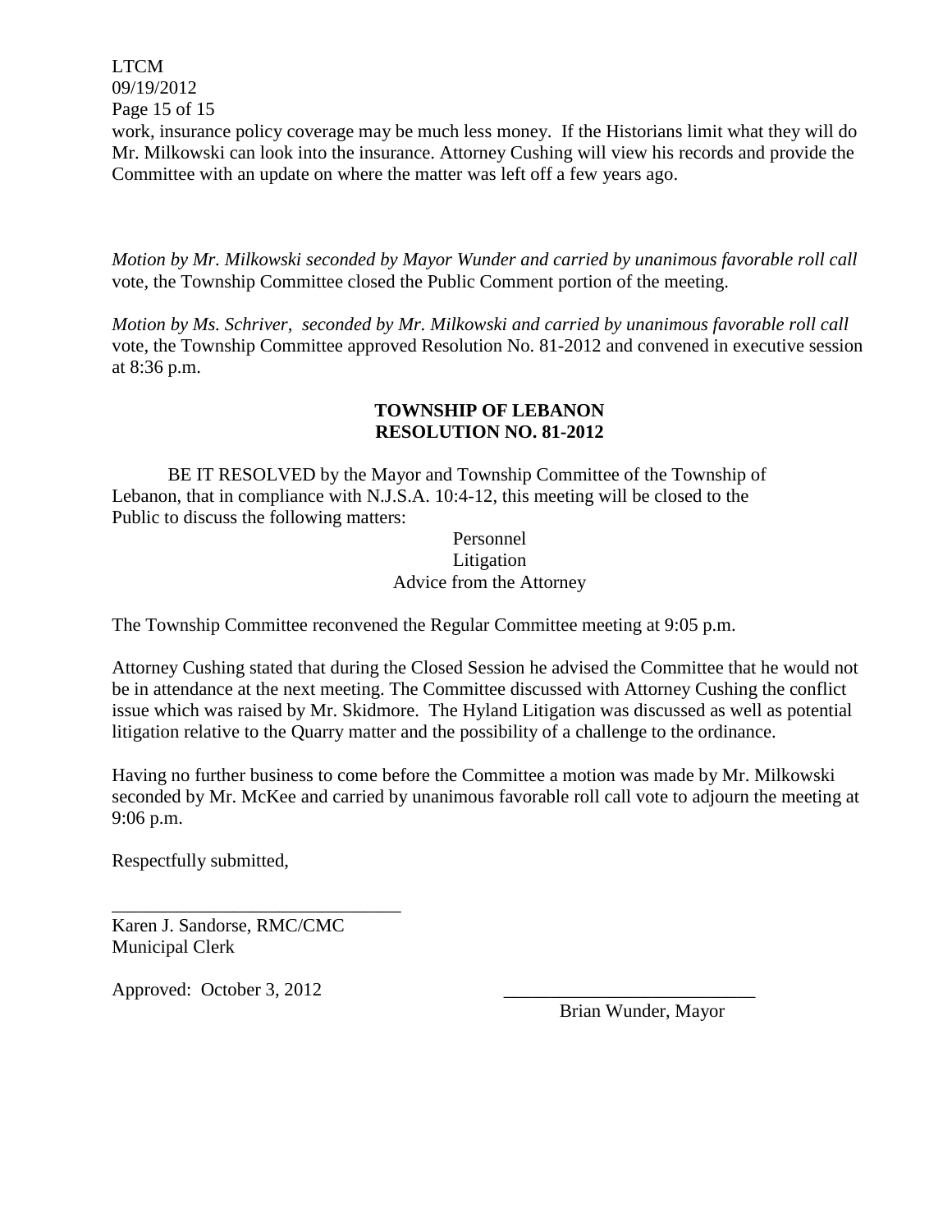work, insurance policy coverage may be much less money. If the Historians limit what they will do Mr. Milkowski can look into the insurance. Attorney Cushing will view his records and provide the Committee with an update on where the matter was left off a few years ago.

*Motion by Mr. Milkowski seconded by Mayor Wunder and carried by unanimous favorable roll call* vote, the Township Committee closed the Public Comment portion of the meeting.

*Motion by Ms. Schriver, seconded by Mr. Milkowski and carried by unanimous favorable roll call* vote, the Township Committee approved Resolution No. 81-2012 and convened in executive session at 8:36 p.m.

**TOWNSHIP OF LEBANON**
**RESOLUTION NO. 81-2012**

BE IT RESOLVED by the Mayor and Township Committee of the Township of Lebanon, that in compliance with N.J.S.A. 10:4-12, this meeting will be closed to the Public to discuss the following matters:

Personnel
Litigation
Advice from the Attorney

The Township Committee reconvened the Regular Committee meeting at 9:05 p.m.

Attorney Cushing stated that during the Closed Session he advised the Committee that he would not be in attendance at the next meeting. The Committee discussed with Attorney Cushing the conflict issue which was raised by Mr. Skidmore. The Hyland Litigation was discussed as well as potential litigation relative to the Quarry matter and the possibility of a challenge to the ordinance.

Having no further business to come before the Committee a motion was made by Mr. Milkowski seconded by Mr. McKee and carried by unanimous favorable roll call vote to adjourn the meeting at 9:06 p.m.

Respectfully submitted,

_______________________________
Karen J. Sandorse, RMC/CMC
Municipal Clerk

Approved: October 3, 2012

_______________________________
Brian Wunder, Mayor